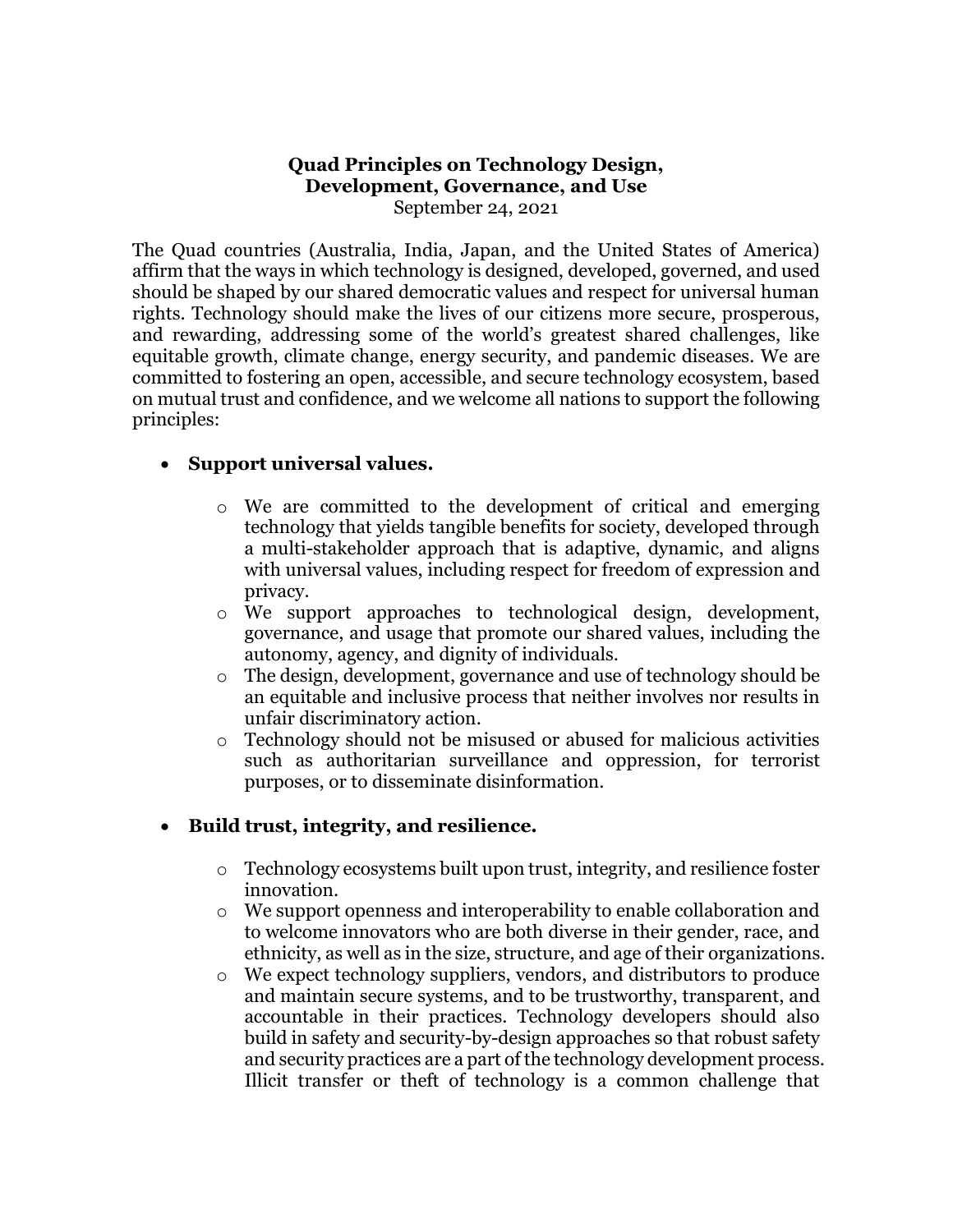# Quad Principles on Technology Design, Development, Governance, and Use

September 24, 2021

The Quad countries (Australia, India, Japan, and the United States of America) affirm that the ways in which technology is designed, developed, governed, and used should be shaped by our shared democratic values and respect for universal human rights. Technology should make the lives of our citizens more secure, prosperous, and rewarding, addressing some of the world's greatest shared challenges, like equitable growth, climate change, energy security, and pandemic diseases. We are committed to fostering an open, accessible, and secure technology ecosystem, based on mutual trust and confidence, and we welcome all nations to support the following principles:

- **Support universal values.**
  - We are committed to the development of critical and emerging technology that yields tangible benefits for society, developed through a multi-stakeholder approach that is adaptive, dynamic, and aligns with universal values, including respect for freedom of expression and privacy.
  - We support approaches to technological design, development, governance, and usage that promote our shared values, including the autonomy, agency, and dignity of individuals.
  - The design, development, governance and use of technology should be an equitable and inclusive process that neither involves nor results in unfair discriminatory action.
  - Technology should not be misused or abused for malicious activities such as authoritarian surveillance and oppression, for terrorist purposes, or to disseminate disinformation.

- **Build trust, integrity, and resilience.**
  - Technology ecosystems built upon trust, integrity, and resilience foster innovation.
  - We support openness and interoperability to enable collaboration and to welcome innovators who are both diverse in their gender, race, and ethnicity, as well as in the size, structure, and age of their organizations.
  - We expect technology suppliers, vendors, and distributors to produce and maintain secure systems, and to be trustworthy, transparent, and accountable in their practices. Technology developers should also build in safety and security-by-design approaches so that robust safety and security practices are a part of the technology development process. Illicit transfer or theft of technology is a common challenge that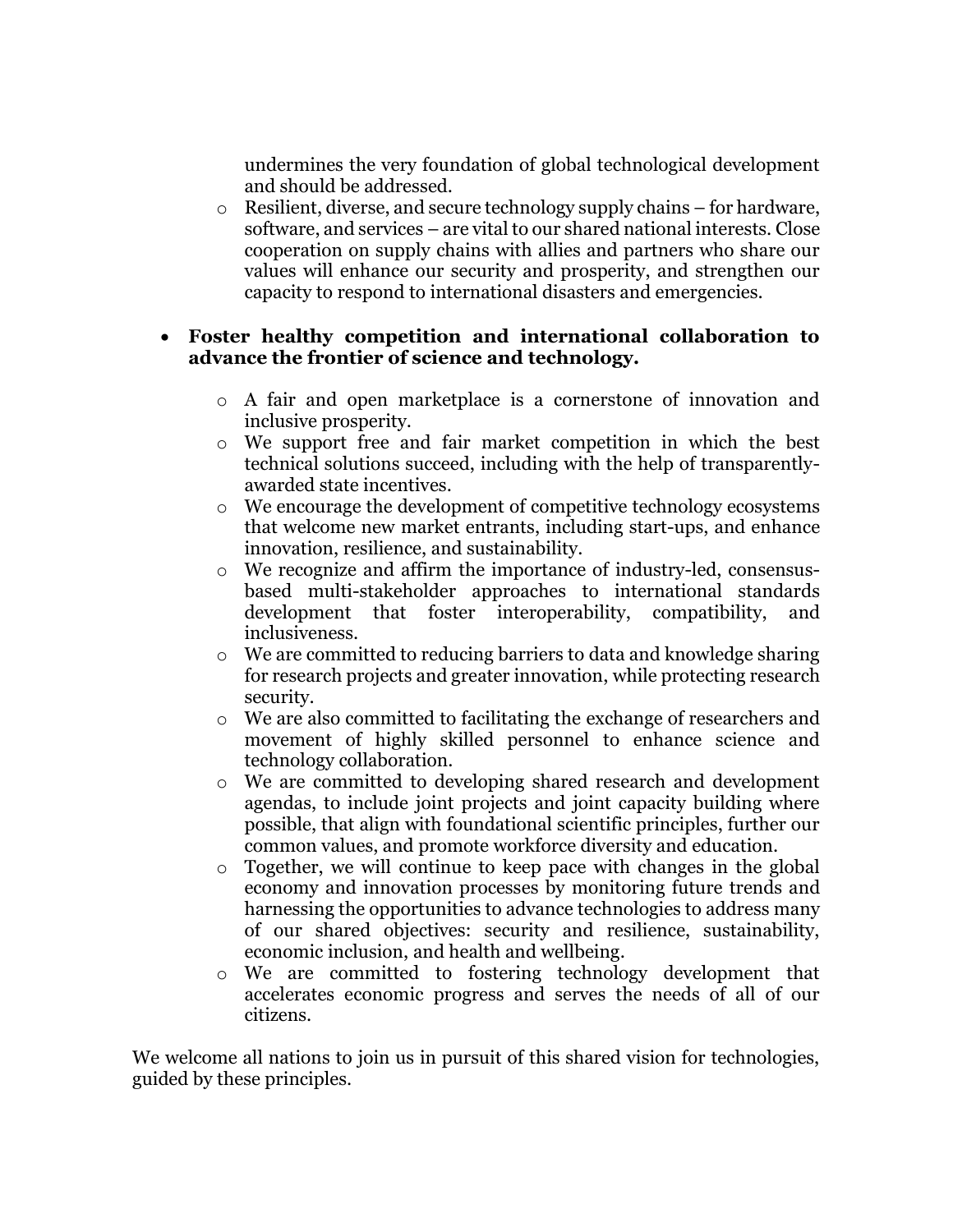undermines the very foundation of global technological development and should be addressed.

  - Resilient, diverse, and secure technology supply chains – for hardware, software, and services – are vital to our shared national interests. Close cooperation on supply chains with allies and partners who share our values will enhance our security and prosperity, and strengthen our capacity to respond to international disasters and emergencies.

- **Foster healthy competition and international collaboration to advance the frontier of science and technology.**

  - A fair and open marketplace is a cornerstone of innovation and inclusive prosperity.
  - We support free and fair market competition in which the best technical solutions succeed, including with the help of transparently-awarded state incentives.
  - We encourage the development of competitive technology ecosystems that welcome new market entrants, including start-ups, and enhance innovation, resilience, and sustainability.
  - We recognize and affirm the importance of industry-led, consensus-based multi-stakeholder approaches to international standards development that foster interoperability, compatibility, and inclusiveness.
  - We are committed to reducing barriers to data and knowledge sharing for research projects and greater innovation, while protecting research security.
  - We are also committed to facilitating the exchange of researchers and movement of highly skilled personnel to enhance science and technology collaboration.
  - We are committed to developing shared research and development agendas, to include joint projects and joint capacity building where possible, that align with foundational scientific principles, further our common values, and promote workforce diversity and education.
  - Together, we will continue to keep pace with changes in the global economy and innovation processes by monitoring future trends and harnessing the opportunities to advance technologies to address many of our shared objectives: security and resilience, sustainability, economic inclusion, and health and wellbeing.
  - We are committed to fostering technology development that accelerates economic progress and serves the needs of all of our citizens.

We welcome all nations to join us in pursuit of this shared vision for technologies, guided by these principles.